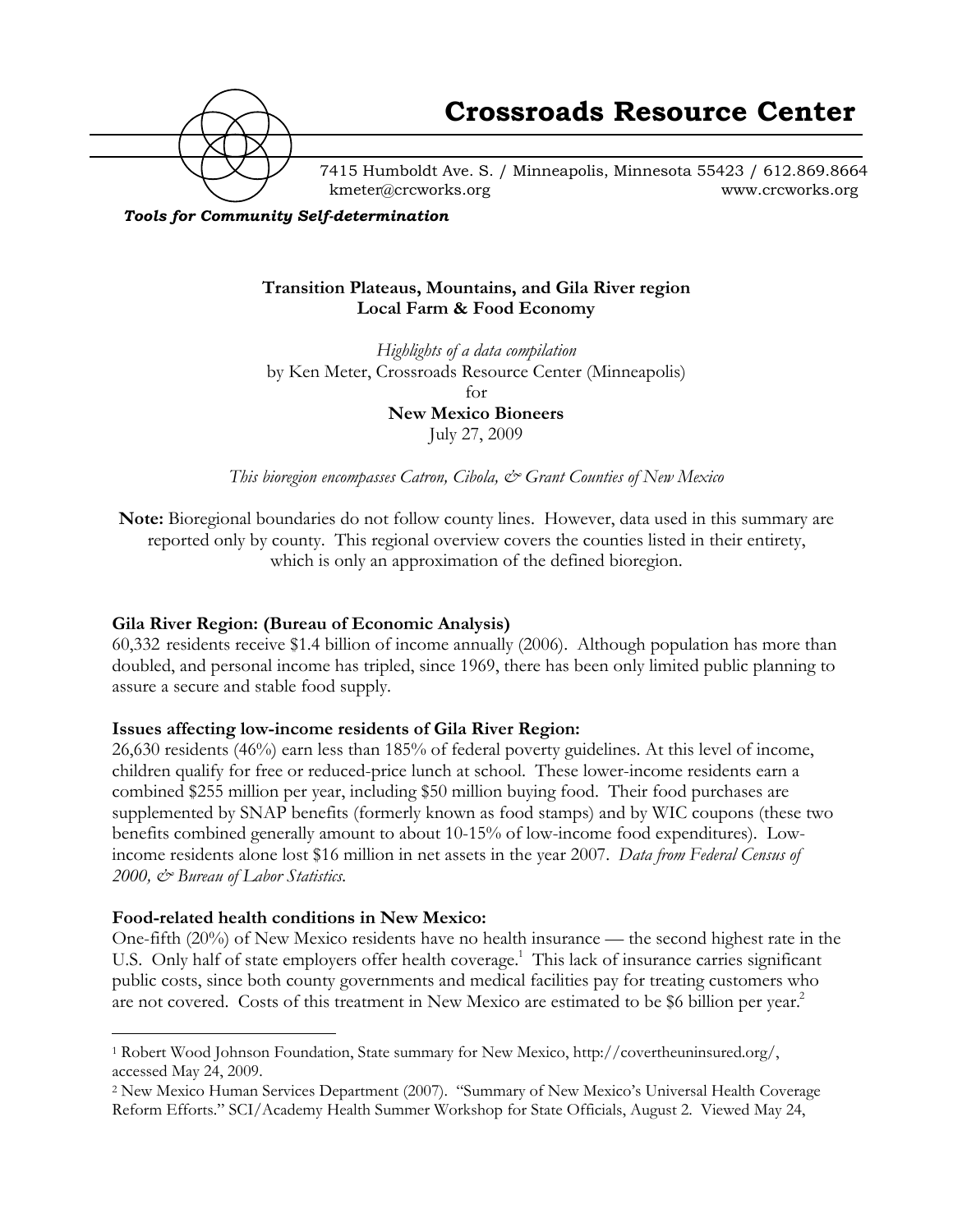# Crossroads Resource Center

7415 Humboldt Ave. S. / Minneapolis, Minnesota 55423 / 612.869.8664
kmeter@crcworks.org www.crcworks.org

***Tools for Community Self-determination***

**Transition Plateaus, Mountains, and Gila River region**
**Local Farm & Food Economy**

*Highlights of a data compilation*
by Ken Meter, Crossroads Resource Center (Minneapolis)
for
**New Mexico Bioneers**
July 27, 2009

*This bioregion encompasses Catron, Cibola, & Grant Counties of New Mexico*

**Note:** Bioregional boundaries do not follow county lines. However, data used in this summary are reported only by county. This regional overview covers the counties listed in their entirety, which is only an approximation of the defined bioregion.

**Gila River Region: (Bureau of Economic Analysis)**
60,332 residents receive $1.4 billion of income annually (2006). Although population has more than doubled, and personal income has tripled, since 1969, there has been only limited public planning to assure a secure and stable food supply.

**Issues affecting low-income residents of Gila River Region:**
26,630 residents (46%) earn less than 185% of federal poverty guidelines. At this level of income, children qualify for free or reduced-price lunch at school. These lower-income residents earn a combined $255 million per year, including $50 million buying food. Their food purchases are supplemented by SNAP benefits (formerly known as food stamps) and by WIC coupons (these two benefits combined generally amount to about 10-15% of low-income food expenditures). Low-income residents alone lost $16 million in net assets in the year 2007. *Data from Federal Census of 2000, & Bureau of Labor Statistics.*

**Food-related health conditions in New Mexico:**
One-fifth (20%) of New Mexico residents have no health insurance — the second highest rate in the U.S. Only half of state employers offer health coverage.[1] This lack of insurance carries significant public costs, since both county governments and medical facilities pay for treating customers who are not covered. Costs of this treatment in New Mexico are estimated to be $6 billion per year.[2]

[1] Robert Wood Johnson Foundation, State summary for New Mexico, http://covertheuninsured.org/, accessed May 24, 2009.

[2] New Mexico Human Services Department (2007). "Summary of New Mexico's Universal Health Coverage Reform Efforts." SCI/Academy Health Summer Workshop for State Officials, August 2. Viewed May 24,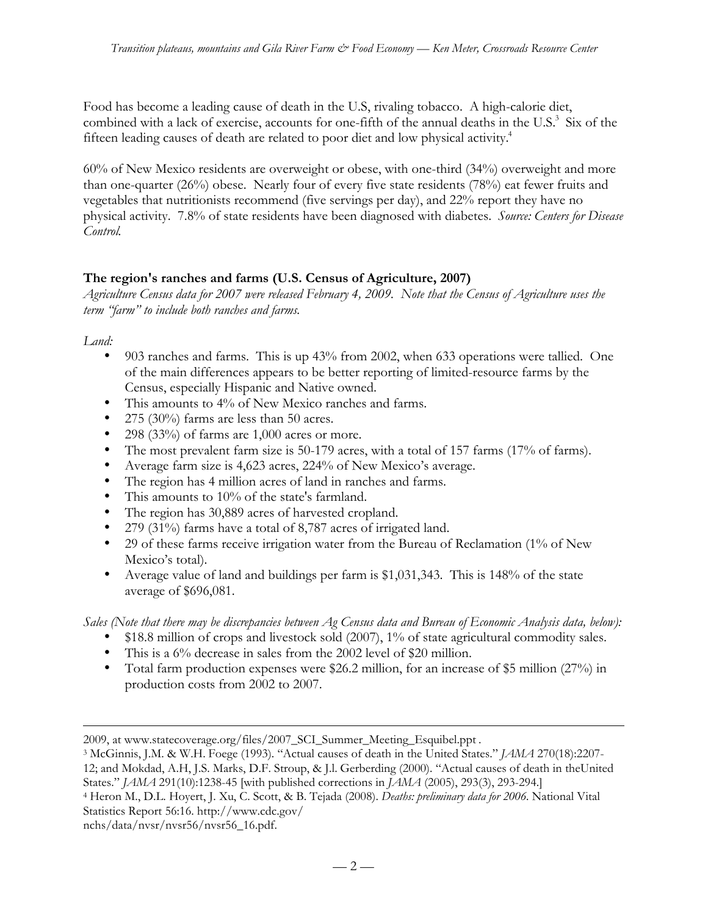Food has become a leading cause of death in the U.S, rivaling tobacco. A high-calorie diet, combined with a lack of exercise, accounts for one-fifth of the annual deaths in the U.S.[3] Six of the fifteen leading causes of death are related to poor diet and low physical activity.[4]

60% of New Mexico residents are overweight or obese, with one-third (34%) overweight and more than one-quarter (26%) obese. Nearly four of every five state residents (78%) eat fewer fruits and vegetables that nutritionists recommend (five servings per day), and 22% report they have no physical activity. 7.8% of state residents have been diagnosed with diabetes. *Source: Centers for Disease Control.*

**The region's ranches and farms (U.S. Census of Agriculture, 2007)**

*Agriculture Census data for 2007 were released February 4, 2009. Note that the Census of Agriculture uses the term "farm" to include both ranches and farms.*

*Land:*

- 903 ranches and farms. This is up 43% from 2002, when 633 operations were tallied. One of the main differences appears to be better reporting of limited-resource farms by the Census, especially Hispanic and Native owned.
- This amounts to 4% of New Mexico ranches and farms.
- 275 (30%) farms are less than 50 acres.
- 298 (33%) of farms are 1,000 acres or more.
- The most prevalent farm size is 50-179 acres, with a total of 157 farms (17% of farms).
- Average farm size is 4,623 acres, 224% of New Mexico's average.
- The region has 4 million acres of land in ranches and farms.
- This amounts to 10% of the state's farmland.
- The region has 30,889 acres of harvested cropland.
- 279 (31%) farms have a total of 8,787 acres of irrigated land.
- 29 of these farms receive irrigation water from the Bureau of Reclamation (1% of New Mexico's total).
- Average value of land and buildings per farm is $1,031,343. This is 148% of the state average of $696,081.

*Sales (Note that there may be discrepancies between Ag Census data and Bureau of Economic Analysis data, below):*

- $18.8 million of crops and livestock sold (2007), 1% of state agricultural commodity sales.
- This is a 6% decrease in sales from the 2002 level of $20 million.
- Total farm production expenses were $26.2 million, for an increase of $5 million (27%) in production costs from 2002 to 2007.

---

2009, at www.statecoverage.org/files/2007_SCI_Summer_Meeting_Esquibel.ppt .

[3] McGinnis, J.M. & W.H. Foege (1993). "Actual causes of death in the United States." *JAMA* 270(18):2207-12; and Mokdad, A.H, J.S. Marks, D.F. Stroup, & J.l. Gerberding (2000). "Actual causes of death in theUnited States." *JAMA* 291(10):1238-45 [with published corrections in *JAMA* (2005), 293(3), 293-294.]

[4] Heron M., D.L. Hoyert, J. Xu, C. Scott, & B. Tejada (2008). *Deaths: preliminary data for 2006*. National Vital Statistics Report 56:16. http://www.cdc.gov/nchs/data/nvsr/nvsr56/nvsr56_16.pdf.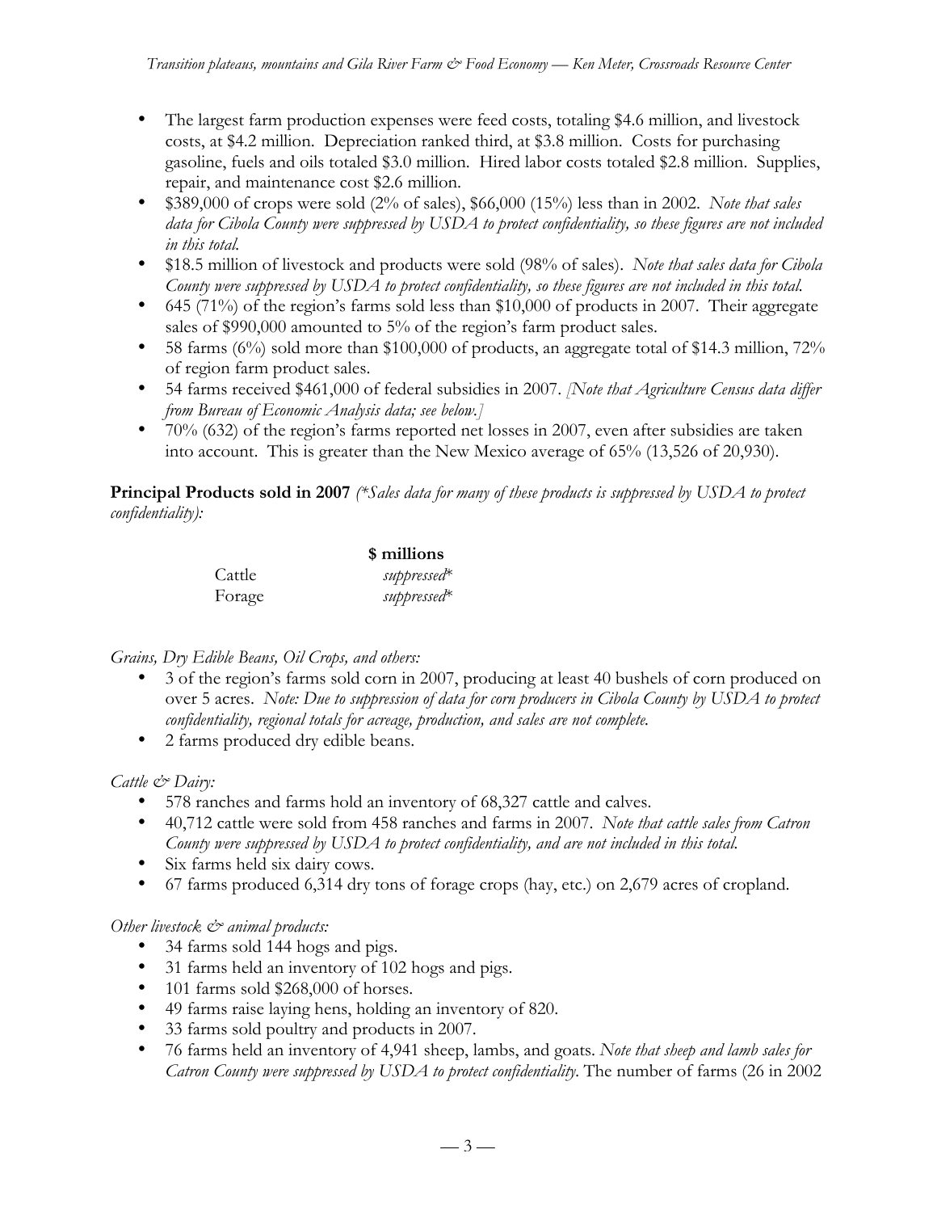- The largest farm production expenses were feed costs, totaling $4.6 million, and livestock costs, at $4.2 million. Depreciation ranked third, at $3.8 million. Costs for purchasing gasoline, fuels and oils totaled $3.0 million. Hired labor costs totaled $2.8 million. Supplies, repair, and maintenance cost $2.6 million.
- $389,000 of crops were sold (2% of sales), $66,000 (15%) less than in 2002. *Note that sales data for Cibola County were suppressed by USDA to protect confidentiality, so these figures are not included in this total.*
- $18.5 million of livestock and products were sold (98% of sales). *Note that sales data for Cibola County were suppressed by USDA to protect confidentiality, so these figures are not included in this total.*
- 645 (71%) of the region's farms sold less than $10,000 of products in 2007. Their aggregate sales of $990,000 amounted to 5% of the region's farm product sales.
- 58 farms (6%) sold more than $100,000 of products, an aggregate total of $14.3 million, 72% of region farm product sales.
- 54 farms received $461,000 of federal subsidies in 2007. *[Note that Agriculture Census data differ from Bureau of Economic Analysis data; see below.]*
- 70% (632) of the region's farms reported net losses in 2007, even after subsidies are taken into account. This is greater than the New Mexico average of 65% (13,526 of 20,930).

**Principal Products sold in 2007** *(\*Sales data for many of these products is suppressed by USDA to protect confidentiality):*

| | $ millions |
|---|---|
| Cattle | *suppressed\** |
| Forage | *suppressed\** |

*Grains, Dry Edible Beans, Oil Crops, and others:*

- 3 of the region's farms sold corn in 2007, producing at least 40 bushels of corn produced on over 5 acres. *Note: Due to suppression of data for corn producers in Cibola County by USDA to protect confidentiality, regional totals for acreage, production, and sales are not complete.*
- 2 farms produced dry edible beans.

*Cattle & Dairy:*

- 578 ranches and farms hold an inventory of 68,327 cattle and calves.
- 40,712 cattle were sold from 458 ranches and farms in 2007. *Note that cattle sales from Catron County were suppressed by USDA to protect confidentiality, and are not included in this total.*
- Six farms held six dairy cows.
- 67 farms produced 6,314 dry tons of forage crops (hay, etc.) on 2,679 acres of cropland.

*Other livestock & animal products:*

- 34 farms sold 144 hogs and pigs.
- 31 farms held an inventory of 102 hogs and pigs.
- 101 farms sold $268,000 of horses.
- 49 farms raise laying hens, holding an inventory of 820.
- 33 farms sold poultry and products in 2007.
- 76 farms held an inventory of 4,941 sheep, lambs, and goats. *Note that sheep and lamb sales for Catron County were suppressed by USDA to protect confidentiality.* The number of farms (26 in 2002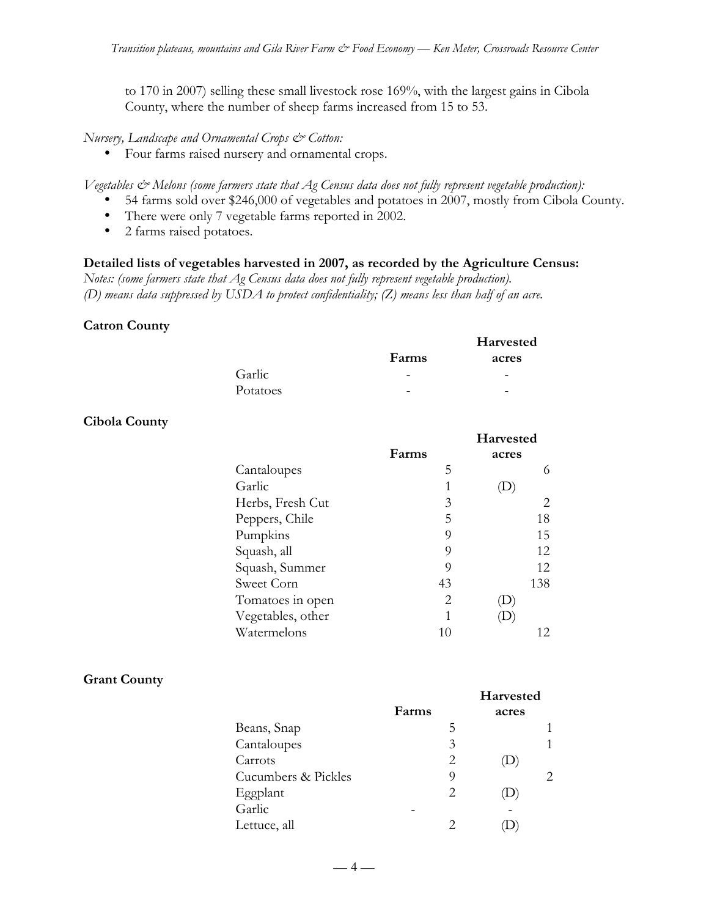to 170 in 2007) selling these small livestock rose 169%, with the largest gains in Cibola County, where the number of sheep farms increased from 15 to 53.

*Nursery, Landscape and Ornamental Crops & Cotton:*

- Four farms raised nursery and ornamental crops.

*Vegetables & Melons (some farmers state that Ag Census data does not fully represent vegetable production):*

- 54 farms sold over $246,000 of vegetables and potatoes in 2007, mostly from Cibola County.
- There were only 7 vegetable farms reported in 2002.
- 2 farms raised potatoes.

**Detailed lists of vegetables harvested in 2007, as recorded by the Agriculture Census:**

*Notes: (some farmers state that Ag Census data does not fully represent vegetable production).*
*(D) means data suppressed by USDA to protect confidentiality; (Z) means less than half of an acre.*

**Catron County**

| | Farms | Harvested acres |
|---|---|---|
| Garlic | - | - |
| Potatoes | - | - |

**Cibola County**

| | Farms | Harvested acres |
|---|---|---|
| Cantaloupes | 5 | 6 |
| Garlic | 1 | (D) |
| Herbs, Fresh Cut | 3 | 2 |
| Peppers, Chile | 5 | 18 |
| Pumpkins | 9 | 15 |
| Squash, all | 9 | 12 |
| Squash, Summer | 9 | 12 |
| Sweet Corn | 43 | 138 |
| Tomatoes in open | 2 | (D) |
| Vegetables, other | 1 | (D) |
| Watermelons | 10 | 12 |

**Grant County**

| | Farms | Harvested acres |
|---|---|---|
| Beans, Snap | 5 | 1 |
| Cantaloupes | 3 | 1 |
| Carrots | 2 | (D) |
| Cucumbers & Pickles | 9 | 2 |
| Eggplant | 2 | (D) |
| Garlic | - | - |
| Lettuce, all | 2 | (D) |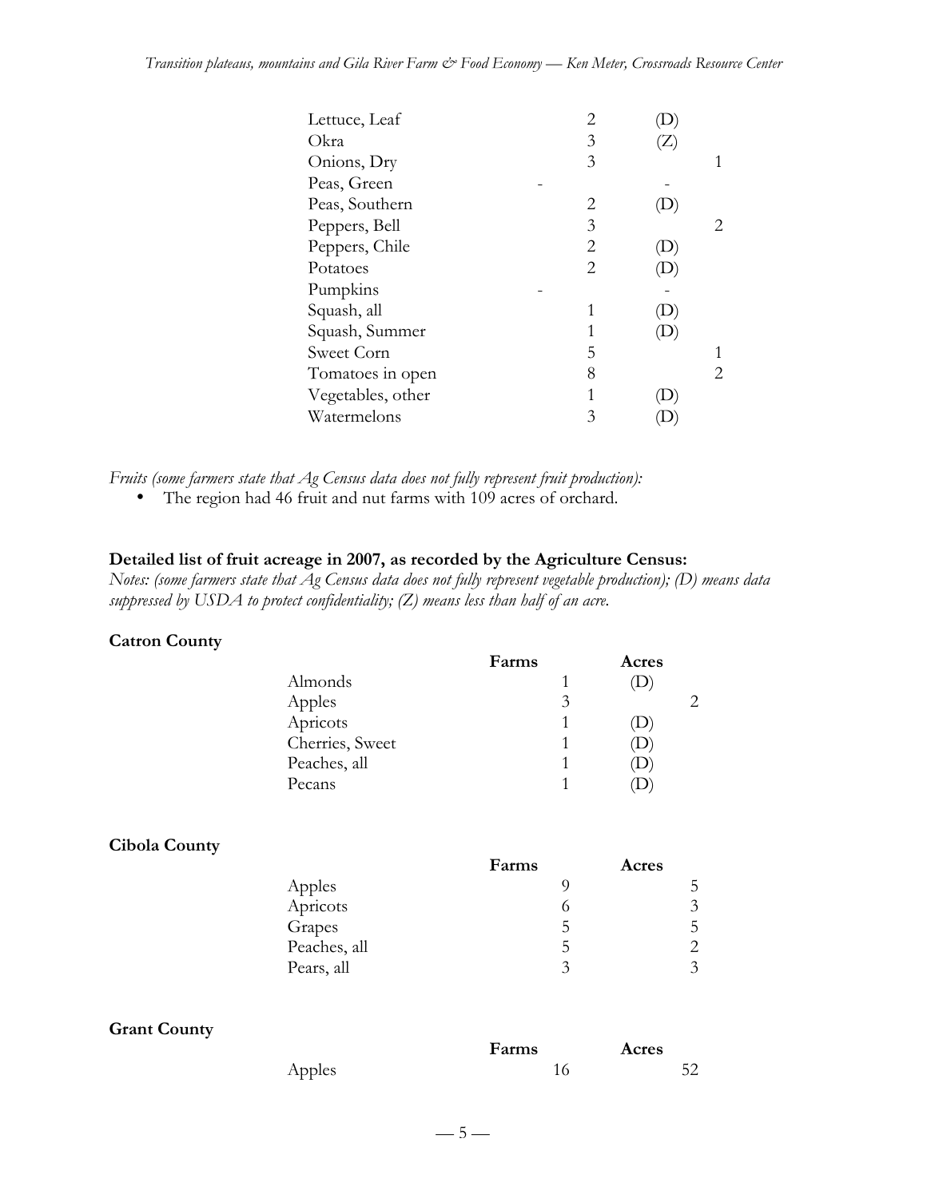| | | |
|---|---|---|
| Lettuce, Leaf | 2 | (D) |
| Okra | 3 | (Z) |
| Onions, Dry | 3 | 1 |
| Peas, Green | - | - |
| Peas, Southern | 2 | (D) |
| Peppers, Bell | 3 | 2 |
| Peppers, Chile | 2 | (D) |
| Potatoes | 2 | (D) |
| Pumpkins | - | - |
| Squash, all | 1 | (D) |
| Squash, Summer | 1 | (D) |
| Sweet Corn | 5 | 1 |
| Tomatoes in open | 8 | 2 |
| Vegetables, other | 1 | (D) |
| Watermelons | 3 | (D) |

*Fruits (some farmers state that Ag Census data does not fully represent fruit production):*

- The region had 46 fruit and nut farms with 109 acres of orchard.

**Detailed list of fruit acreage in 2007, as recorded by the Agriculture Census:**

*Notes: (some farmers state that Ag Census data does not fully represent vegetable production); (D) means data suppressed by USDA to protect confidentiality; (Z) means less than half of an acre.*

**Catron County**

| | Farms | Acres |
|---|---|---|
| Almonds | 1 | (D) |
| Apples | 3 | 2 |
| Apricots | 1 | (D) |
| Cherries, Sweet | 1 | (D) |
| Peaches, all | 1 | (D) |
| Pecans | 1 | (D) |

**Cibola County**

| | Farms | Acres |
|---|---|---|
| Apples | 9 | 5 |
| Apricots | 6 | 3 |
| Grapes | 5 | 5 |
| Peaches, all | 5 | 2 |
| Pears, all | 3 | 3 |

**Grant County**

| | Farms | Acres |
|---|---|---|
| Apples | 16 | 52 |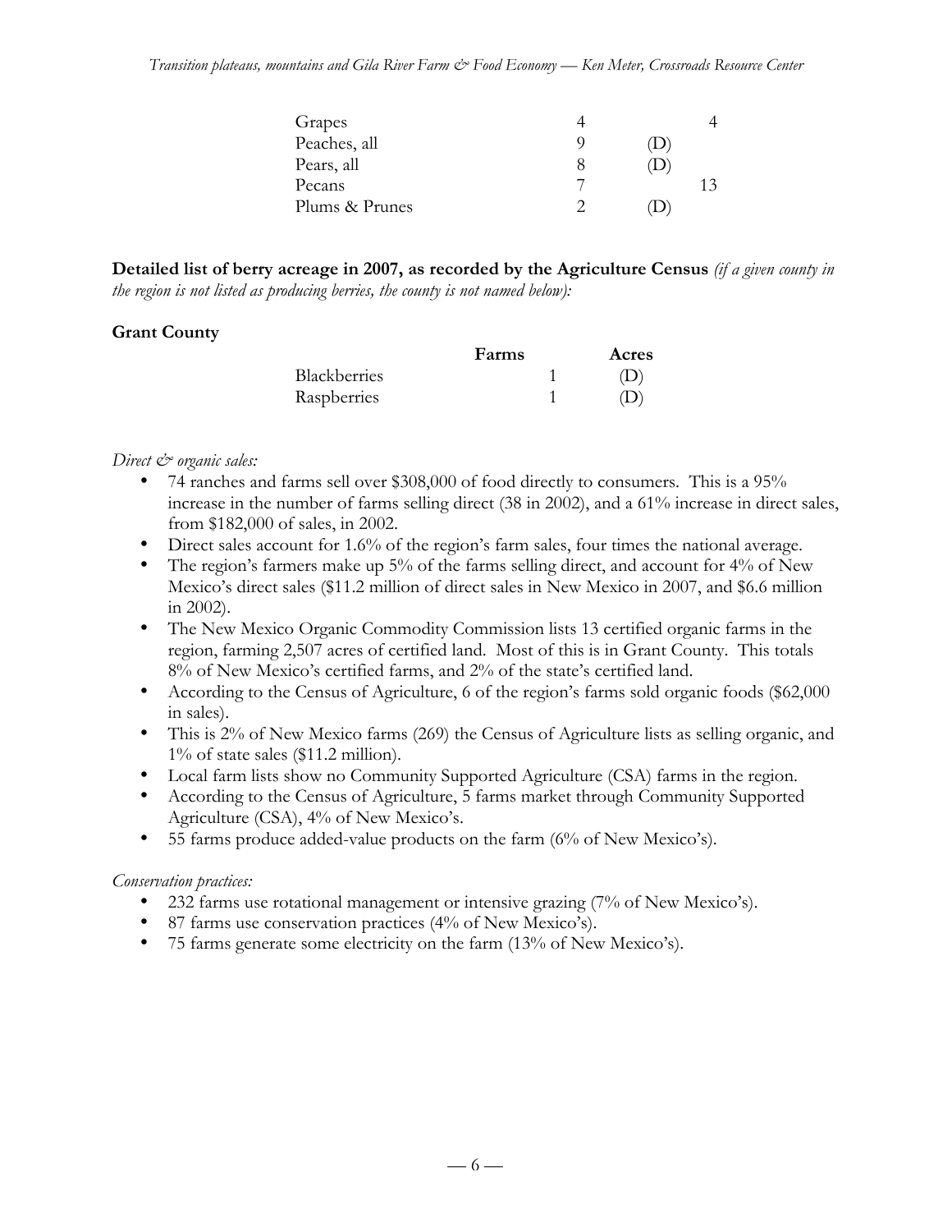| | | |
|---|---|---|
| Grapes | 4 | 4 |
| Peaches, all | 9 | (D) |
| Pears, all | 8 | (D) |
| Pecans | 7 | 13 |
| Plums & Prunes | 2 | (D) |

**Detailed list of berry acreage in 2007, as recorded by the Agriculture Census** *(if a given county in the region is not listed as producing berries, the county is not named below):*

**Grant County**

| | Farms | Acres |
|---|---|---|
| Blackberries | 1 | (D) |
| Raspberries | 1 | (D) |

*Direct & organic sales:*

- 74 ranches and farms sell over $308,000 of food directly to consumers. This is a 95% increase in the number of farms selling direct (38 in 2002), and a 61% increase in direct sales, from $182,000 of sales, in 2002.
- Direct sales account for 1.6% of the region's farm sales, four times the national average.
- The region's farmers make up 5% of the farms selling direct, and account for 4% of New Mexico's direct sales ($11.2 million of direct sales in New Mexico in 2007, and $6.6 million in 2002).
- The New Mexico Organic Commodity Commission lists 13 certified organic farms in the region, farming 2,507 acres of certified land. Most of this is in Grant County. This totals 8% of New Mexico's certified farms, and 2% of the state's certified land.
- According to the Census of Agriculture, 6 of the region's farms sold organic foods ($62,000 in sales).
- This is 2% of New Mexico farms (269) the Census of Agriculture lists as selling organic, and 1% of state sales ($11.2 million).
- Local farm lists show no Community Supported Agriculture (CSA) farms in the region.
- According to the Census of Agriculture, 5 farms market through Community Supported Agriculture (CSA), 4% of New Mexico's.
- 55 farms produce added-value products on the farm (6% of New Mexico's).

*Conservation practices:*

- 232 farms use rotational management or intensive grazing (7% of New Mexico's).
- 87 farms use conservation practices (4% of New Mexico's).
- 75 farms generate some electricity on the farm (13% of New Mexico's).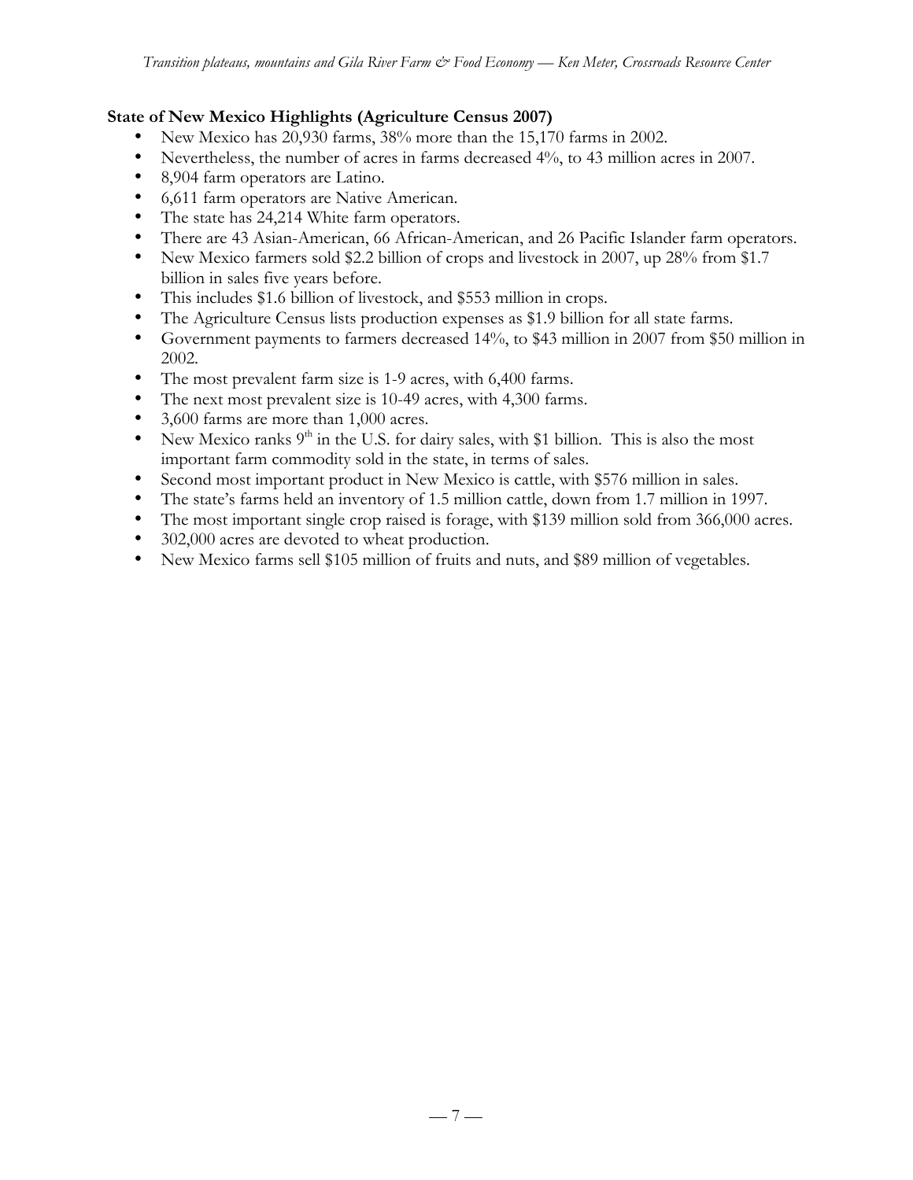**State of New Mexico Highlights (Agriculture Census 2007)**

- New Mexico has 20,930 farms, 38% more than the 15,170 farms in 2002.
- Nevertheless, the number of acres in farms decreased 4%, to 43 million acres in 2007.
- 8,904 farm operators are Latino.
- 6,611 farm operators are Native American.
- The state has 24,214 White farm operators.
- There are 43 Asian-American, 66 African-American, and 26 Pacific Islander farm operators.
- New Mexico farmers sold $2.2 billion of crops and livestock in 2007, up 28% from $1.7 billion in sales five years before.
- This includes $1.6 billion of livestock, and $553 million in crops.
- The Agriculture Census lists production expenses as $1.9 billion for all state farms.
- Government payments to farmers decreased 14%, to $43 million in 2007 from $50 million in 2002.
- The most prevalent farm size is 1-9 acres, with 6,400 farms.
- The next most prevalent size is 10-49 acres, with 4,300 farms.
- 3,600 farms are more than 1,000 acres.
- New Mexico ranks 9th in the U.S. for dairy sales, with $1 billion. This is also the most important farm commodity sold in the state, in terms of sales.
- Second most important product in New Mexico is cattle, with $576 million in sales.
- The state's farms held an inventory of 1.5 million cattle, down from 1.7 million in 1997.
- The most important single crop raised is forage, with $139 million sold from 366,000 acres.
- 302,000 acres are devoted to wheat production.
- New Mexico farms sell $105 million of fruits and nuts, and $89 million of vegetables.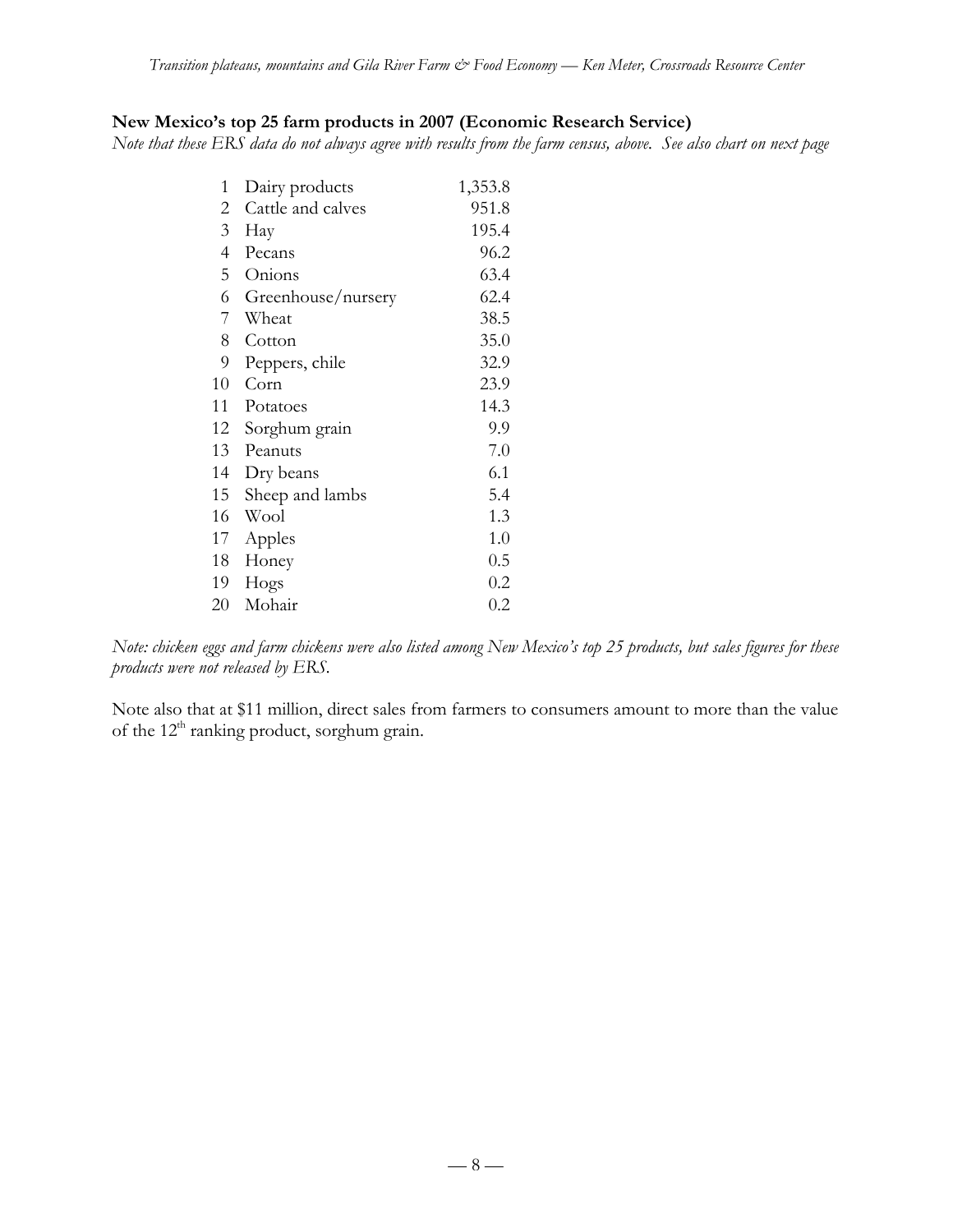**New Mexico's top 25 farm products in 2007 (Economic Research Service)**

*Note that these ERS data do not always agree with results from the farm census, above. See also chart on next page*

| | | |
|---|---|---|
| 1 | Dairy products | 1,353.8 |
| 2 | Cattle and calves | 951.8 |
| 3 | Hay | 195.4 |
| 4 | Pecans | 96.2 |
| 5 | Onions | 63.4 |
| 6 | Greenhouse/nursery | 62.4 |
| 7 | Wheat | 38.5 |
| 8 | Cotton | 35.0 |
| 9 | Peppers, chile | 32.9 |
| 10 | Corn | 23.9 |
| 11 | Potatoes | 14.3 |
| 12 | Sorghum grain | 9.9 |
| 13 | Peanuts | 7.0 |
| 14 | Dry beans | 6.1 |
| 15 | Sheep and lambs | 5.4 |
| 16 | Wool | 1.3 |
| 17 | Apples | 1.0 |
| 18 | Honey | 0.5 |
| 19 | Hogs | 0.2 |
| 20 | Mohair | 0.2 |

*Note: chicken eggs and farm chickens were also listed among New Mexico's top 25 products, but sales figures for these products were not released by ERS.*

Note also that at $11 million, direct sales from farmers to consumers amount to more than the value of the 12th ranking product, sorghum grain.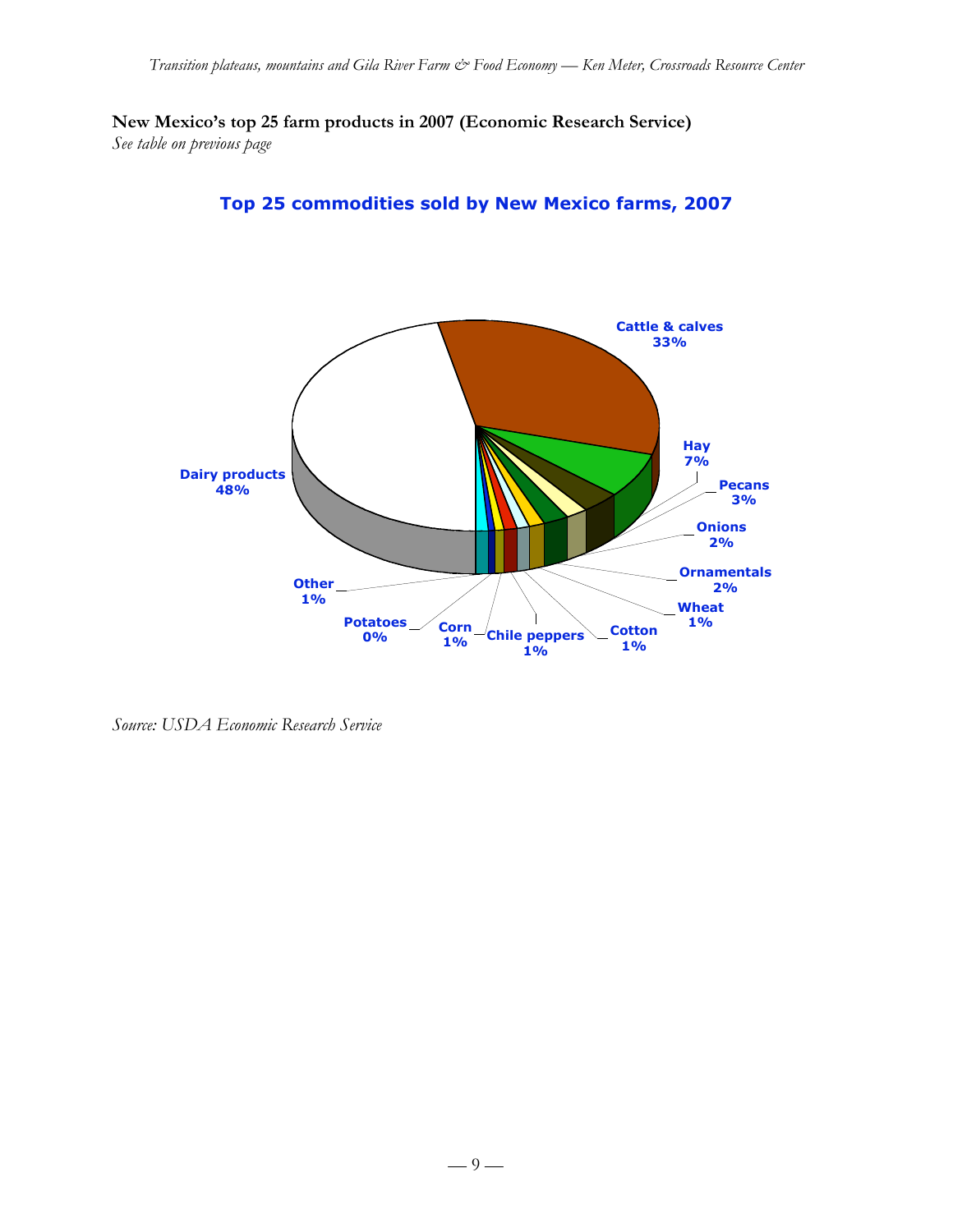**New Mexico's top 25 farm products in 2007 (Economic Research Service)**
*See table on previous page*

**Top 25 commodities sold by New Mexico farms, 2007**

Cattle & calves 33%
Hay 7%
Pecans 3%
Onions 2%
Ornamentals 2%
Wheat 1%
Cotton 1%
Chile peppers 1%
Corn 1%
Potatoes 0%
Other 1%
Dairy products 48%

*Source: USDA Economic Research Service*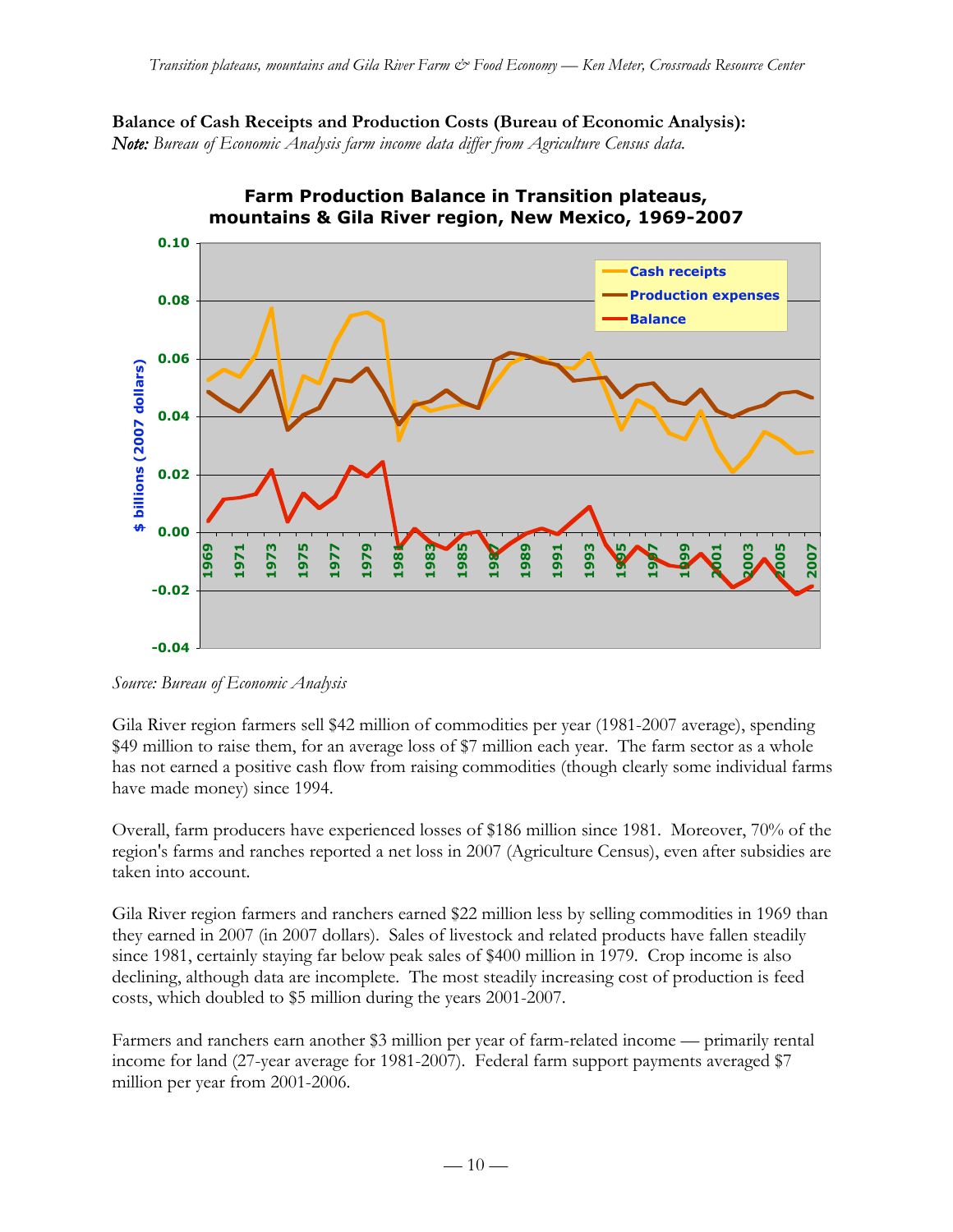**Balance of Cash Receipts and Production Costs (Bureau of Economic Analysis):**
***Note:*** *Bureau of Economic Analysis farm income data differ from Agriculture Census data.*

Source: Bureau of Economic Analysis

Gila River region farmers sell $42 million of commodities per year (1981-2007 average), spending $49 million to raise them, for an average loss of $7 million each year. The farm sector as a whole has not earned a positive cash flow from raising commodities (though clearly some individual farms have made money) since 1994.

Overall, farm producers have experienced losses of $186 million since 1981. Moreover, 70% of the region's farms and ranches reported a net loss in 2007 (Agriculture Census), even after subsidies are taken into account.

Gila River region farmers and ranchers earned $22 million less by selling commodities in 1969 than they earned in 2007 (in 2007 dollars). Sales of livestock and related products have fallen steadily since 1981, certainly staying far below peak sales of $400 million in 1979. Crop income is also declining, although data are incomplete. The most steadily increasing cost of production is feed costs, which doubled to $5 million during the years 2001-2007.

Farmers and ranchers earn another $3 million per year of farm-related income — primarily rental income for land (27-year average for 1981-2007). Federal farm support payments averaged $7 million per year from 2001-2006.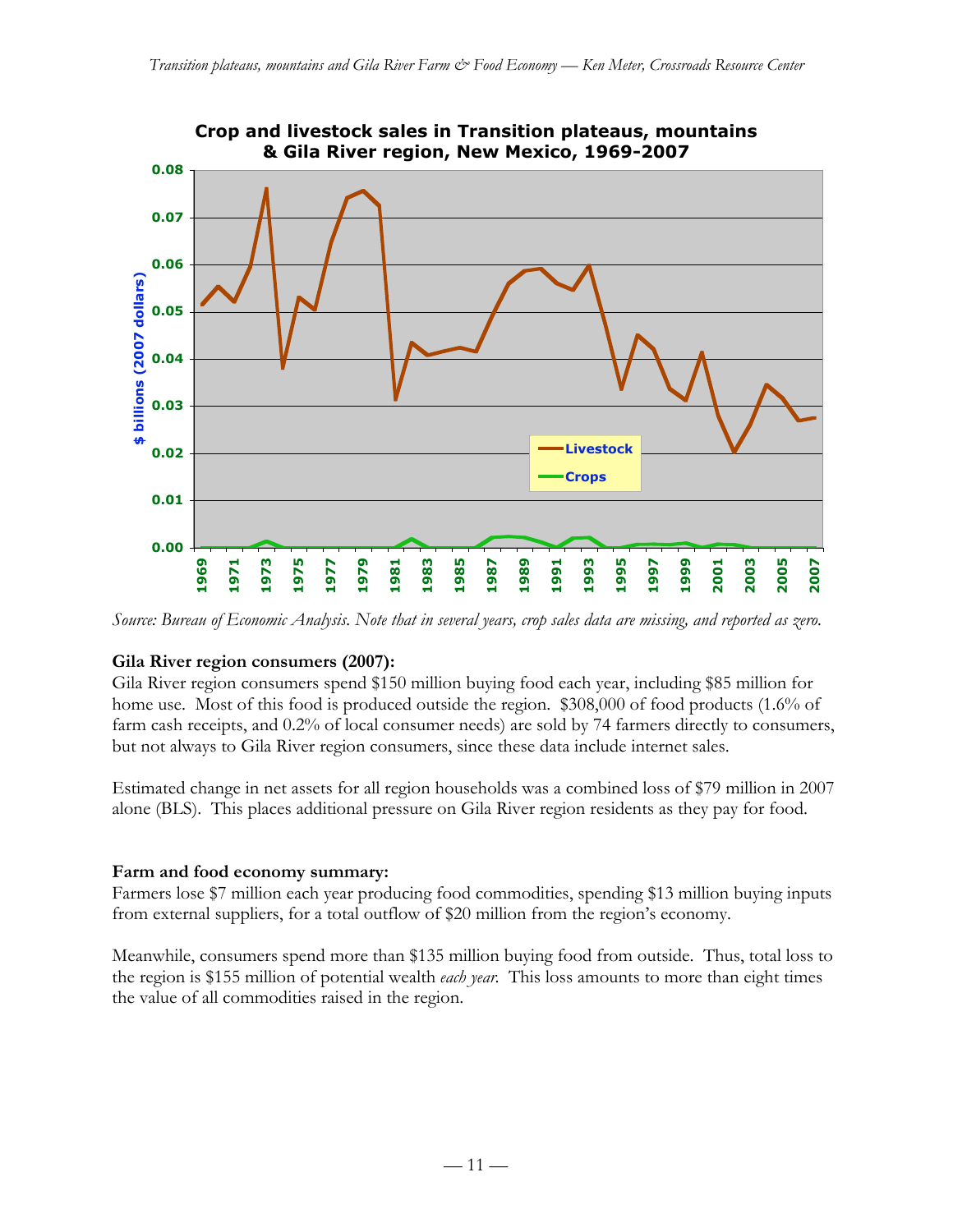**Crop and livestock sales in Transition plateaus, mountains & Gila River region, New Mexico, 1969-2007**

*Source: Bureau of Economic Analysis. Note that in several years, crop sales data are missing, and reported as zero.*

**Gila River region consumers (2007):**

Gila River region consumers spend $150 million buying food each year, including $85 million for home use. Most of this food is produced outside the region. $308,000 of food products (1.6% of farm cash receipts, and 0.2% of local consumer needs) are sold by 74 farmers directly to consumers, but not always to Gila River region consumers, since these data include internet sales.

Estimated change in net assets for all region households was a combined loss of $79 million in 2007 alone (BLS). This places additional pressure on Gila River region residents as they pay for food.

**Farm and food economy summary:**

Farmers lose $7 million each year producing food commodities, spending $13 million buying inputs from external suppliers, for a total outflow of $20 million from the region's economy.

Meanwhile, consumers spend more than $135 million buying food from outside. Thus, total loss to the region is $155 million of potential wealth *each year*. This loss amounts to more than eight times the value of all commodities raised in the region.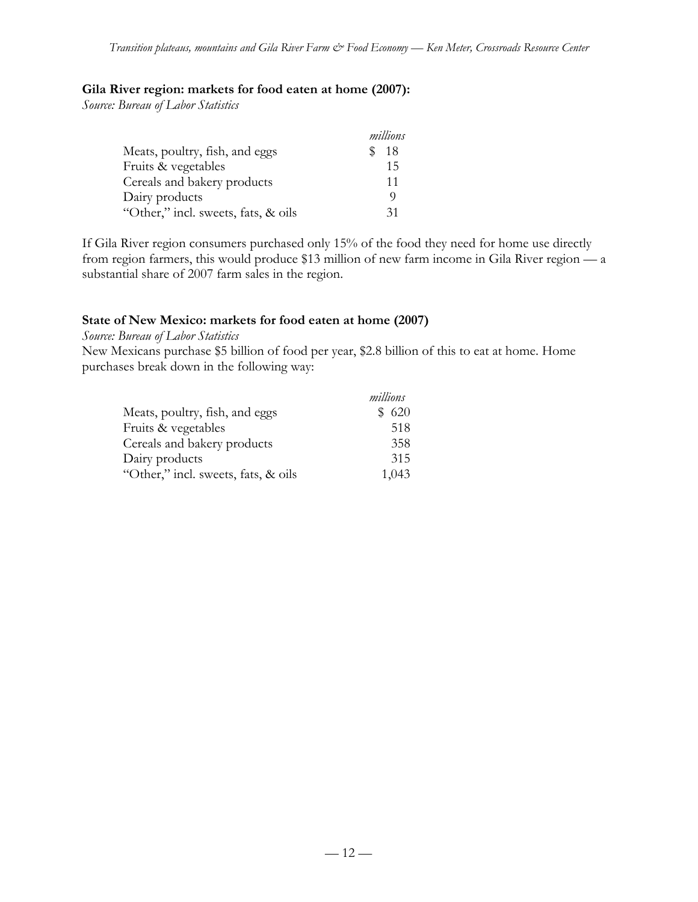**Gila River region: markets for food eaten at home (2007):**

*Source: Bureau of Labor Statistics*

| | *millions* |
|---|---|
| Meats, poultry, fish, and eggs | $ 18 |
| Fruits & vegetables | 15 |
| Cereals and bakery products | 11 |
| Dairy products | 9 |
| "Other," incl. sweets, fats, & oils | 31 |

If Gila River region consumers purchased only 15% of the food they need for home use directly from region farmers, this would produce $13 million of new farm income in Gila River region — a substantial share of 2007 farm sales in the region.

**State of New Mexico: markets for food eaten at home (2007)**

*Source: Bureau of Labor Statistics*

New Mexicans purchase $5 billion of food per year, $2.8 billion of this to eat at home. Home purchases break down in the following way:

| | *millions* |
|---|---|
| Meats, poultry, fish, and eggs | $ 620 |
| Fruits & vegetables | 518 |
| Cereals and bakery products | 358 |
| Dairy products | 315 |
| "Other," incl. sweets, fats, & oils | 1,043 |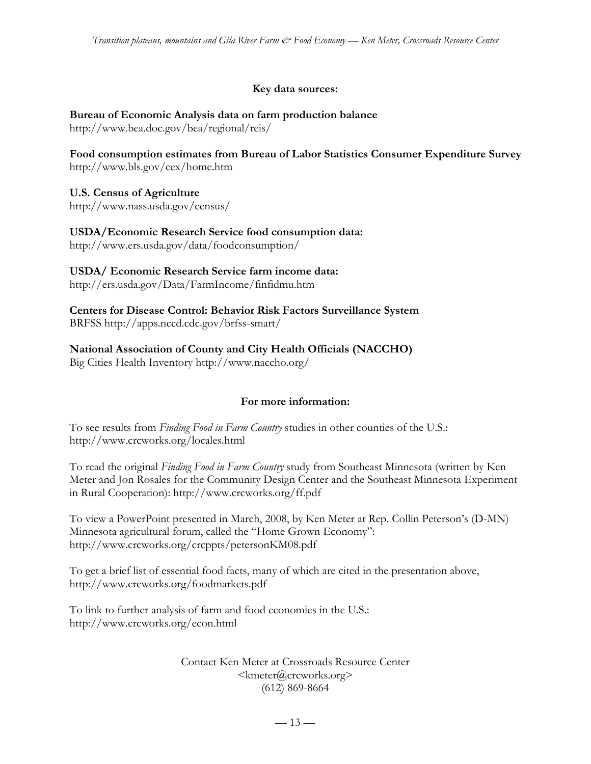## Key data sources:

**Bureau of Economic Analysis data on farm production balance**
http://www.bea.doc.gov/bea/regional/reis/

**Food consumption estimates from Bureau of Labor Statistics Consumer Expenditure Survey**
http://www.bls.gov/cex/home.htm

**U.S. Census of Agriculture**
http://www.nass.usda.gov/census/

**USDA/Economic Research Service food consumption data:**
http://www.ers.usda.gov/data/foodconsumption/

**USDA/ Economic Research Service farm income data:**
http://ers.usda.gov/Data/FarmIncome/finfidmu.htm

**Centers for Disease Control: Behavior Risk Factors Surveillance System**
BRFSS http://apps.nccd.cdc.gov/brfss-smart/

**National Association of County and City Health Officials (NACCHO)**
Big Cities Health Inventory http://www.naccho.org/

## For more information:

To see results from *Finding Food in Farm Country* studies in other counties of the U.S.: http://www.crcworks.org/locales.html

To read the original *Finding Food in Farm Country* study from Southeast Minnesota (written by Ken Meter and Jon Rosales for the Community Design Center and the Southeast Minnesota Experiment in Rural Cooperation): http://www.crcworks.org/ff.pdf

To view a PowerPoint presented in March, 2008, by Ken Meter at Rep. Collin Peterson's (D-MN) Minnesota agricultural forum, called the "Home Grown Economy": http://www.crcworks.org/crcppts/petersonKM08.pdf

To get a brief list of essential food facts, many of which are cited in the presentation above, http://www.crcworks.org/foodmarkets.pdf

To link to further analysis of farm and food economies in the U.S.: http://www.crcworks.org/econ.html

Contact Ken Meter at Crossroads Resource Center
<kmeter@crcworks.org>
(612) 869-8664